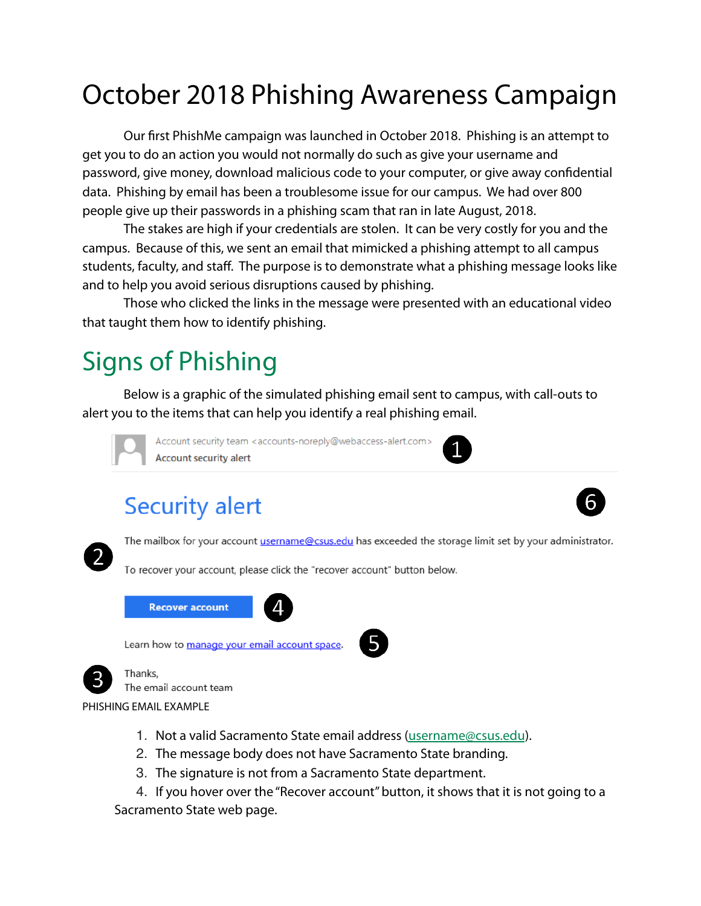# October 2018 Phishing Awareness Campaign

Our first PhishMe campaign was launched in October 2018. Phishing is an attempt to get you to do an action you would not normally do such as give your username and password, give money, download malicious code to your computer, or give away confidential data. Phishing by email has been a troublesome issue for our campus. We had over 800 people give up their passwords in a phishing scam that ran in late August, 2018.

The stakes are high if your credentials are stolen. It can be very costly for you and the campus. Because of this, we sent an email that mimicked a phishing attempt to all campus students, faculty, and staff. The purpose is to demonstrate what a phishing message looks like and to help you avoid serious disruptions caused by phishing.

Those who clicked the links in the message were presented with an educational video that taught them how to identify phishing.

## Signs of Phishing

Below is a graphic of the simulated phishing email sent to campus, with call-outs to alert you to the items that can help you identify a real phishing email.

Account security team <accounts-noreply@webaccess-alert.com> (1)
Account security alert

**Security alert** (6)

(2) The mailbox for your account username@csus.edu has exceeded the storage limit set by your administrator.

To recover your account, please click the "recover account" button below.

**Recover account** (4)

Learn how to manage your email account space. (5)

(3) Thanks,
The email account team

PHISHING EMAIL EXAMPLE

1. Not a valid Sacramento State email address (username@csus.edu).
2. The message body does not have Sacramento State branding.
3. The signature is not from a Sacramento State department.
4. If you hover over the "Recover account" button, it shows that it is not going to a Sacramento State web page.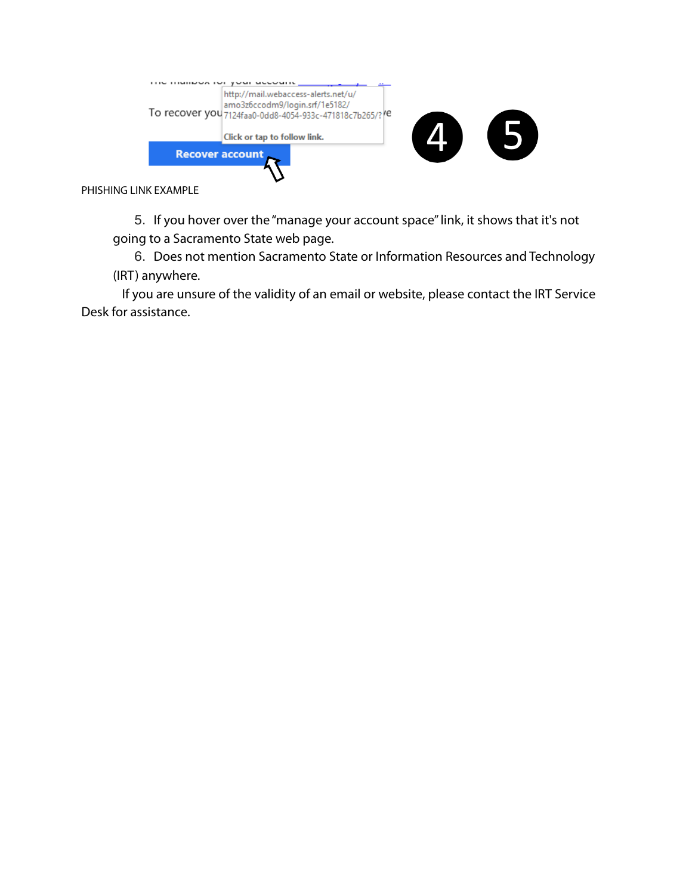PHISHING LINK EXAMPLE

5. If you hover over the "manage your account space" link, it shows that it's not going to a Sacramento State web page.
6. Does not mention Sacramento State or Information Resources and Technology (IRT) anywhere.

If you are unsure of the validity of an email or website, please contact the IRT Service Desk for assistance.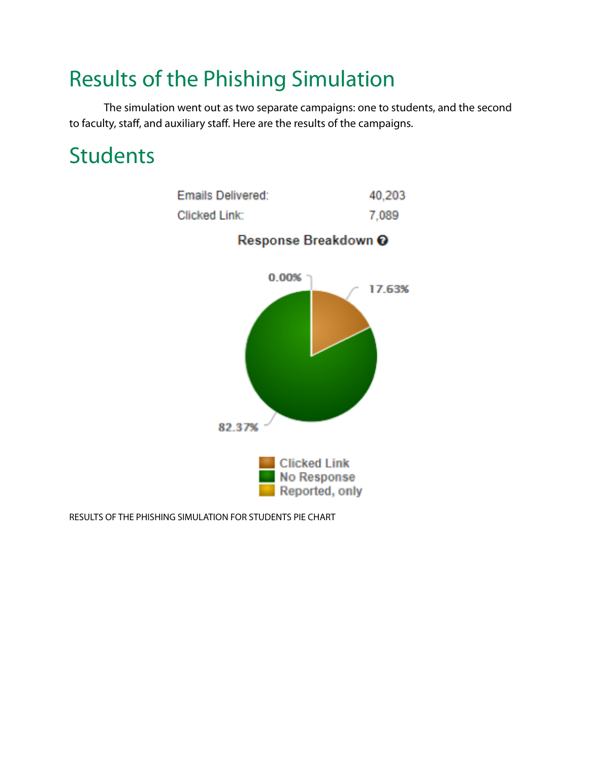# Results of the Phishing Simulation

The simulation went out as two separate campaigns: one to students, and the second to faculty, staff, and auxiliary staff. Here are the results of the campaigns.

# Students

| Emails Delivered: | 40,203 |
| --- | --- |
| Clicked Link: | 7,089 |

**Response Breakdown**

0.00%

17.63%

82.37%

Clicked Link
No Response
Reported, only

RESULTS OF THE PHISHING SIMULATION FOR STUDENTS PIE CHART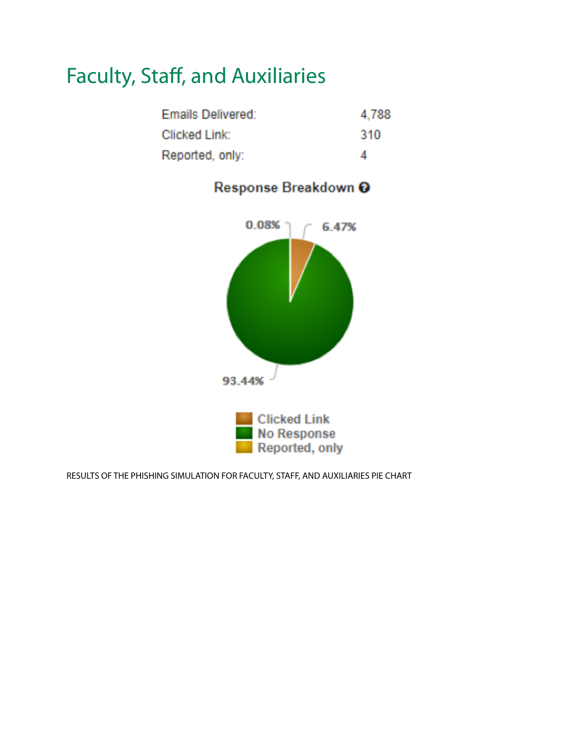# Faculty, Staff, and Auxiliaries

| | |
|---|---|
| Emails Delivered: | 4,788 |
| Clicked Link: | 310 |
| Reported, only: | 4 |

Response Breakdown

0.08%

6.47%

93.44%

Clicked Link

No Response

Reported, only

RESULTS OF THE PHISHING SIMULATION FOR FACULTY, STAFF, AND AUXILIARIES PIE CHART